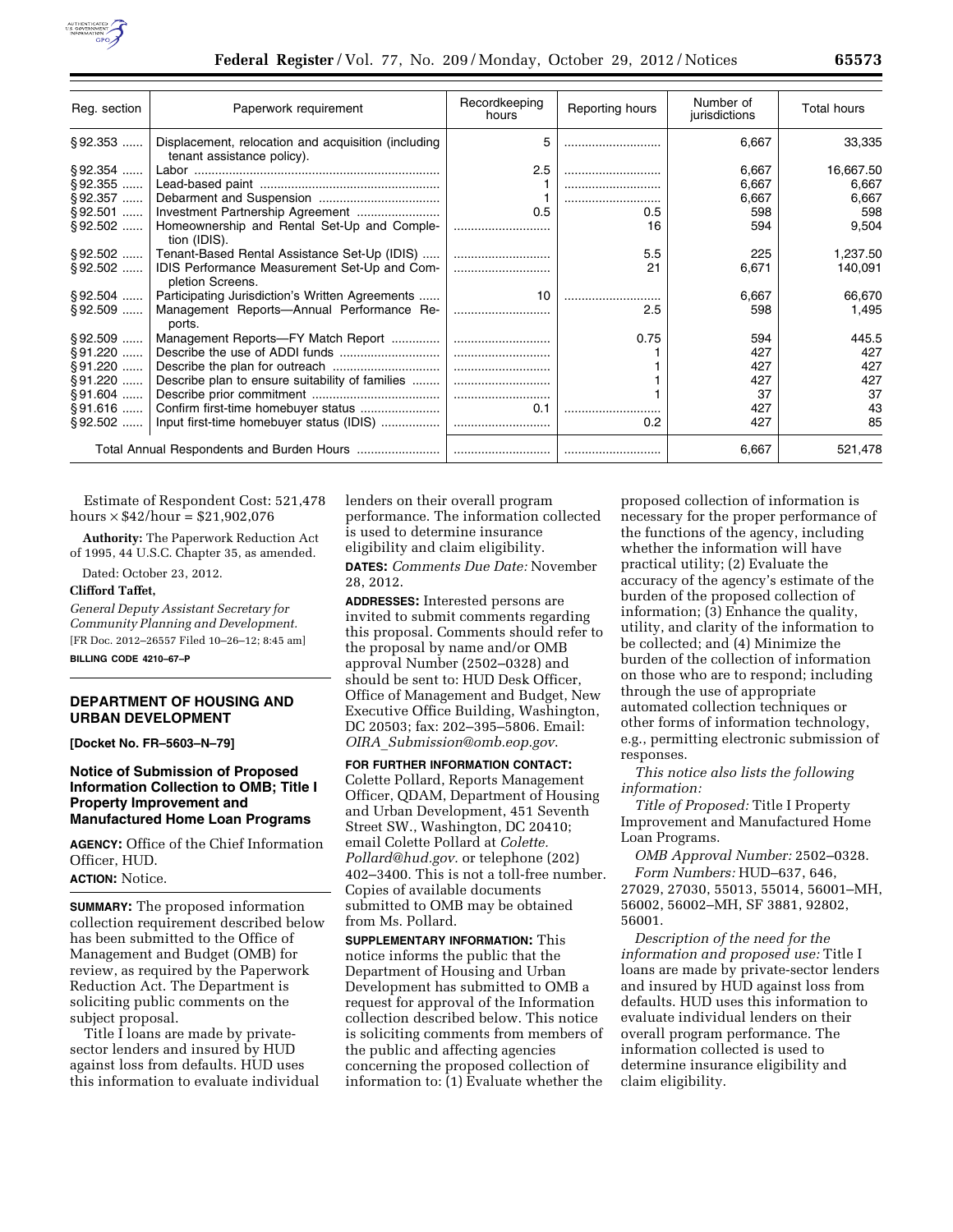| Reg. section | Paperwork requirement | Recordkeeping hours | Reporting hours | Number of jurisdictions | Total hours |
|---|---|---|---|---|---|
| §92.353 ...... | Displacement, relocation and acquisition (including tenant assistance policy). | 5 | ............................ | 6,667 | 33,335 |
| §92.354 ...... | Labor ...................................................................... | 2.5 | ............................ | 6,667 | 16,667.50 |
| §92.355 ...... | Lead-based paint ................................................... | 1 | ............................ | 6,667 | 6,667 |
| §92.357 ...... | Debarment and Suspension .................................. | 1 | ............................ | 6,667 | 6,667 |
| §92.501 ...... | Investment Partnership Agreement ........................ | 0.5 | 0.5 | 598 | 598 |
| §92.502 ...... | Homeownership and Rental Set-Up and Completion (IDIS). | ............................ | 16 | 594 | 9,504 |
| §92.502 ...... | Tenant-Based Rental Assistance Set-Up (IDIS) ..... | ............................ | 5.5 | 225 | 1,237.50 |
| §92.502 ...... | IDIS Performance Measurement Set-Up and Completion Screens. | ............................ | 21 | 6,671 | 140,091 |
| §92.504 ...... | Participating Jurisdiction's Written Agreements ...... | 10 | ............................ | 6,667 | 66,670 |
| §92.509 ...... | Management Reports—Annual Performance Reports. | ............................ | 2.5 | 598 | 1,495 |
| §92.509 ...... | Management Reports—FY Match Report .............. | ............................ | 0.75 | 594 | 445.5 |
| §91.220 ...... | Describe the use of ADDI funds ............................. | ............................ | 1 | 427 | 427 |
| §91.220 ...... | Describe the plan for outreach ............................... | ............................ | 1 | 427 | 427 |
| §91.220 ...... | Describe plan to ensure suitability of families ........ | ............................ | 1 | 427 | 427 |
| §91.604 ...... | Describe prior commitment .................................... | ............................ | 1 | 37 | 37 |
| §91.616 ...... | Confirm first-time homebuyer status ....................... | 0.1 | ............................ | 427 | 43 |
| §92.502 ...... | Input first-time homebuyer status (IDIS) ................ | ............................ | 0.2 | 427 | 85 |
| Total Annual Respondents and Burden Hours ........................ | | ............................ | ............................ | 6,667 | 521,478 |

Estimate of Respondent Cost: 521,478 hours × $42/hour = $21,902,076

**Authority:** The Paperwork Reduction Act of 1995, 44 U.S.C. Chapter 35, as amended.

Dated: October 23, 2012.

**Clifford Taffet,**

*General Deputy Assistant Secretary for Community Planning and Development.*

[FR Doc. 2012–26557 Filed 10–26–12; 8:45 am]

**BILLING CODE 4210–67–P**

## DEPARTMENT OF HOUSING AND URBAN DEVELOPMENT

**[Docket No. FR–5603–N–79]**

### Notice of Submission of Proposed Information Collection to OMB; Title I Property Improvement and Manufactured Home Loan Programs

**AGENCY:** Office of the Chief Information Officer, HUD.

**ACTION:** Notice.

**SUMMARY:** The proposed information collection requirement described below has been submitted to the Office of Management and Budget (OMB) for review, as required by the Paperwork Reduction Act. The Department is soliciting public comments on the subject proposal.

Title I loans are made by private-sector lenders and insured by HUD against loss from defaults. HUD uses this information to evaluate individual lenders on their overall program performance. The information collected is used to determine insurance eligibility and claim eligibility.

**DATES:** *Comments Due Date:* November 28, 2012.

**ADDRESSES:** Interested persons are invited to submit comments regarding this proposal. Comments should refer to the proposal by name and/or OMB approval Number (2502–0328) and should be sent to: HUD Desk Officer, Office of Management and Budget, New Executive Office Building, Washington, DC 20503; fax: 202–395–5806. Email: *OIRA_Submission@omb.eop.gov*.

**FOR FURTHER INFORMATION CONTACT:** Colette Pollard, Reports Management Officer, QDAM, Department of Housing and Urban Development, 451 Seventh Street SW., Washington, DC 20410; email Colette Pollard at *Colette.Pollard@hud.gov.* or telephone (202) 402–3400. This is not a toll-free number. Copies of available documents submitted to OMB may be obtained from Ms. Pollard.

**SUPPLEMENTARY INFORMATION:** This notice informs the public that the Department of Housing and Urban Development has submitted to OMB a request for approval of the Information collection described below. This notice is soliciting comments from members of the public and affecting agencies concerning the proposed collection of information to: (1) Evaluate whether the proposed collection of information is necessary for the proper performance of the functions of the agency, including whether the information will have practical utility; (2) Evaluate the accuracy of the agency's estimate of the burden of the proposed collection of information; (3) Enhance the quality, utility, and clarity of the information to be collected; and (4) Minimize the burden of the collection of information on those who are to respond; including through the use of appropriate automated collection techniques or other forms of information technology, e.g., permitting electronic submission of responses.

*This notice also lists the following information:*

*Title of Proposed:* Title I Property Improvement and Manufactured Home Loan Programs.

*OMB Approval Number:* 2502–0328.

*Form Numbers:* HUD–637, 646, 27029, 27030, 55013, 55014, 56001–MH, 56002, 56002–MH, SF 3881, 92802, 56001.

*Description of the need for the information and proposed use:* Title I loans are made by private-sector lenders and insured by HUD against loss from defaults. HUD uses this information to evaluate individual lenders on their overall program performance. The information collected is used to determine insurance eligibility and claim eligibility.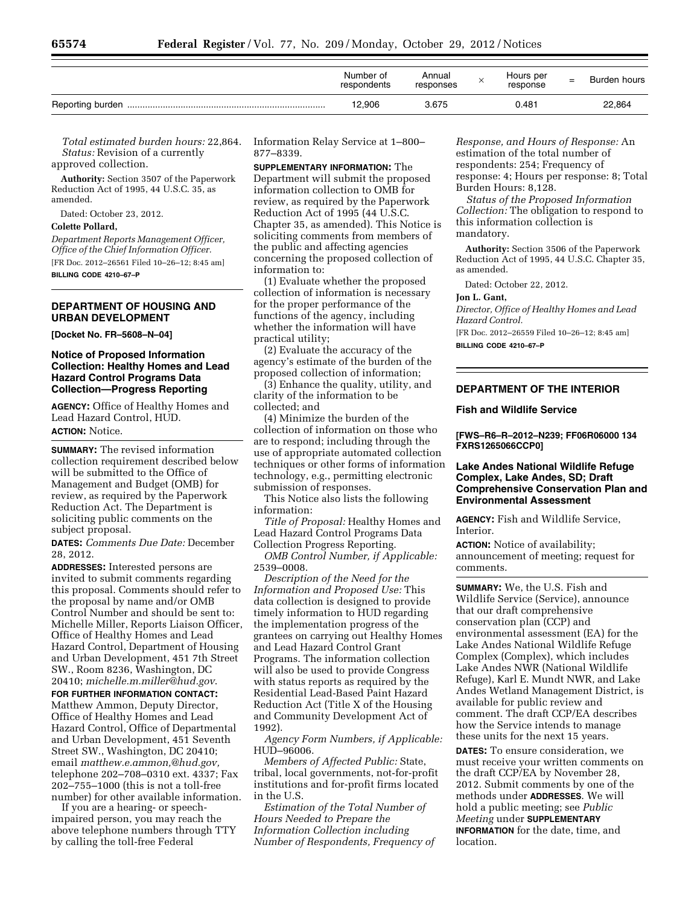| | Number of respondents | Annual responses | × | Hours per response | = | Burden hours |
|---|---|---|---|---|---|---|
| Reporting burden | 12,906 | 3.675 | | 0.481 | | 22,864 |

*Total estimated burden hours:* 22,864.

*Status:* Revision of a currently approved collection.

**Authority:** Section 3507 of the Paperwork Reduction Act of 1995, 44 U.S.C. 35, as amended.

Dated: October 23, 2012.

**Colette Pollard,**

*Department Reports Management Officer, Office of the Chief Information Officer.*

[FR Doc. 2012–26561 Filed 10–26–12; 8:45 am]

**BILLING CODE 4210–67–P**

---

## DEPARTMENT OF HOUSING AND URBAN DEVELOPMENT

**[Docket No. FR–5608–N–04]**

### Notice of Proposed Information Collection: Healthy Homes and Lead Hazard Control Programs Data Collection—Progress Reporting

**AGENCY:** Office of Healthy Homes and Lead Hazard Control, HUD.

**ACTION:** Notice.

**SUMMARY:** The revised information collection requirement described below will be submitted to the Office of Management and Budget (OMB) for review, as required by the Paperwork Reduction Act. The Department is soliciting public comments on the subject proposal.

**DATES:** *Comments Due Date:* December 28, 2012.

**ADDRESSES:** Interested persons are invited to submit comments regarding this proposal. Comments should refer to the proposal by name and/or OMB Control Number and should be sent to: Michelle Miller, Reports Liaison Officer, Office of Healthy Homes and Lead Hazard Control, Department of Housing and Urban Development, 451 7th Street SW., Room 8236, Washington, DC 20410; *michelle.m.miller@hud.gov*.

**FOR FURTHER INFORMATION CONTACT:** Matthew Ammon, Deputy Director, Office of Healthy Homes and Lead Hazard Control, Office of Departmental and Urban Development, 451 Seventh Street SW., Washington, DC 20410; email *matthew.e.ammon,@hud.gov,* telephone 202–708–0310 ext. 4337; Fax 202–755–1000 (this is not a toll-free number) for other available information.

If you are a hearing- or speech-impaired person, you may reach the above telephone numbers through TTY by calling the toll-free Federal Information Relay Service at 1–800–877–8339.

**SUPPLEMENTARY INFORMATION:** The Department will submit the proposed information collection to OMB for review, as required by the Paperwork Reduction Act of 1995 (44 U.S.C. Chapter 35, as amended). This Notice is soliciting comments from members of the public and affecting agencies concerning the proposed collection of information to:

(1) Evaluate whether the proposed collection of information is necessary for the proper performance of the functions of the agency, including whether the information will have practical utility;

(2) Evaluate the accuracy of the agency's estimate of the burden of the proposed collection of information;

(3) Enhance the quality, utility, and clarity of the information to be collected; and

(4) Minimize the burden of the collection of information on those who are to respond; including through the use of appropriate automated collection techniques or other forms of information technology, e.g., permitting electronic submission of responses.

This Notice also lists the following information:

*Title of Proposal:* Healthy Homes and Lead Hazard Control Programs Data Collection Progress Reporting.

*OMB Control Number, if Applicable:* 2539–0008.

*Description of the Need for the Information and Proposed Use:* This data collection is designed to provide timely information to HUD regarding the implementation progress of the grantees on carrying out Healthy Homes and Lead Hazard Control Grant Programs. The information collection will also be used to provide Congress with status reports as required by the Residential Lead-Based Paint Hazard Reduction Act (Title X of the Housing and Community Development Act of 1992).

*Agency Form Numbers, if Applicable:* HUD–96006.

*Members of Affected Public:* State, tribal, local governments, not-for-profit institutions and for-profit firms located in the U.S.

*Estimation of the Total Number of Hours Needed to Prepare the Information Collection including Number of Respondents, Frequency of Response, and Hours of Response:* An estimation of the total number of respondents: 254; Frequency of response: 4; Hours per response: 8; Total Burden Hours: 8,128.

*Status of the Proposed Information Collection:* The obligation to respond to this information collection is mandatory.

**Authority:** Section 3506 of the Paperwork Reduction Act of 1995, 44 U.S.C. Chapter 35, as amended.

Dated: October 22, 2012.

**Jon L. Gant,**

*Director, Office of Healthy Homes and Lead Hazard Control.*

[FR Doc. 2012–26559 Filed 10–26–12; 8:45 am]

**BILLING CODE 4210–67–P**

---

## DEPARTMENT OF THE INTERIOR

### Fish and Wildlife Service

**[FWS–R6–R–2012–N239; FF06R06000 134 FXRS1265066CCP0]**

### Lake Andes National Wildlife Refuge Complex, Lake Andes, SD; Draft Comprehensive Conservation Plan and Environmental Assessment

**AGENCY:** Fish and Wildlife Service, Interior.

**ACTION:** Notice of availability; announcement of meeting; request for comments.

**SUMMARY:** We, the U.S. Fish and Wildlife Service (Service), announce that our draft comprehensive conservation plan (CCP) and environmental assessment (EA) for the Lake Andes National Wildlife Refuge Complex (Complex), which includes Lake Andes NWR (National Wildlife Refuge), Karl E. Mundt NWR, and Lake Andes Wetland Management District, is available for public review and comment. The draft CCP/EA describes how the Service intends to manage these units for the next 15 years.

**DATES:** To ensure consideration, we must receive your written comments on the draft CCP/EA by November 28, 2012. Submit comments by one of the methods under **ADDRESSES**. We will hold a public meeting; see *Public Meeting* under **SUPPLEMENTARY INFORMATION** for the date, time, and location.